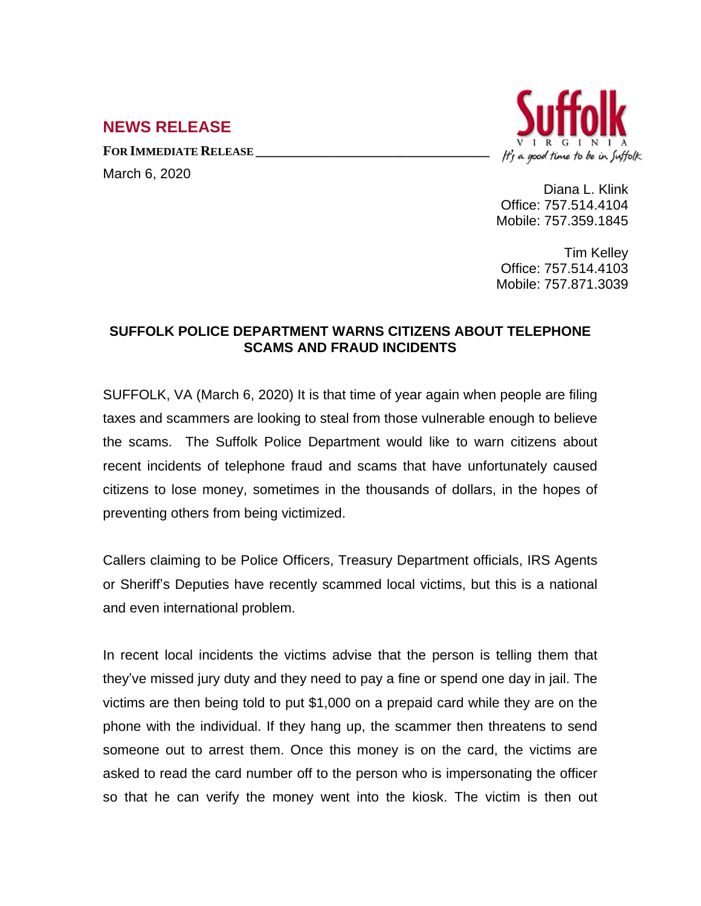## NEWS RELEASE

**FOR IMMEDIATE RELEASE**

March 6, 2020

Suffolk VIRGINIA
*It's a good time to be in Suffolk*

Diana L. Klink
Office: 757.514.4104
Mobile: 757.359.1845

Tim Kelley
Office: 757.514.4103
Mobile: 757.871.3039

### SUFFOLK POLICE DEPARTMENT WARNS CITIZENS ABOUT TELEPHONE SCAMS AND FRAUD INCIDENTS

SUFFOLK, VA (March 6, 2020) It is that time of year again when people are filing taxes and scammers are looking to steal from those vulnerable enough to believe the scams. The Suffolk Police Department would like to warn citizens about recent incidents of telephone fraud and scams that have unfortunately caused citizens to lose money, sometimes in the thousands of dollars, in the hopes of preventing others from being victimized.

Callers claiming to be Police Officers, Treasury Department officials, IRS Agents or Sheriff's Deputies have recently scammed local victims, but this is a national and even international problem.

In recent local incidents the victims advise that the person is telling them that they've missed jury duty and they need to pay a fine or spend one day in jail. The victims are then being told to put $1,000 on a prepaid card while they are on the phone with the individual. If they hang up, the scammer then threatens to send someone out to arrest them. Once this money is on the card, the victims are asked to read the card number off to the person who is impersonating the officer so that he can verify the money went into the kiosk. The victim is then out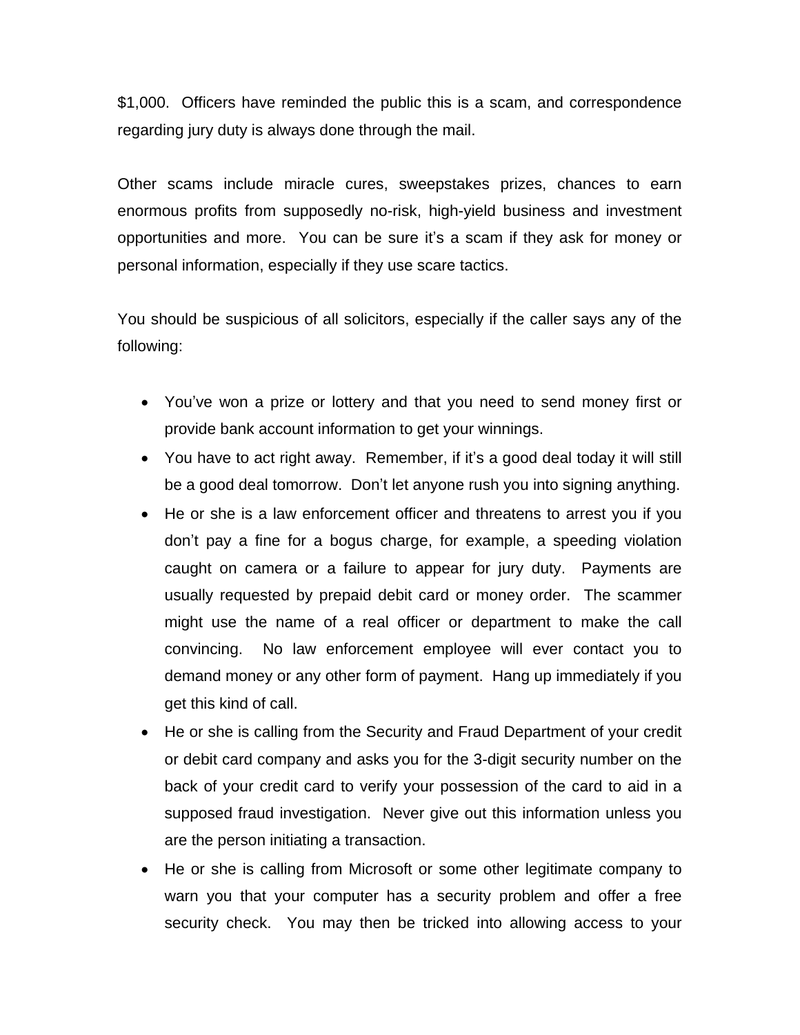$1,000.  Officers have reminded the public this is a scam, and correspondence regarding jury duty is always done through the mail.

Other scams include miracle cures, sweepstakes prizes, chances to earn enormous profits from supposedly no-risk, high-yield business and investment opportunities and more.  You can be sure it's a scam if they ask for money or personal information, especially if they use scare tactics.

You should be suspicious of all solicitors, especially if the caller says any of the following:

- You've won a prize or lottery and that you need to send money first or provide bank account information to get your winnings.
- You have to act right away.  Remember, if it's a good deal today it will still be a good deal tomorrow.  Don't let anyone rush you into signing anything.
- He or she is a law enforcement officer and threatens to arrest you if you don't pay a fine for a bogus charge, for example, a speeding violation caught on camera or a failure to appear for jury duty.  Payments are usually requested by prepaid debit card or money order.  The scammer might use the name of a real officer or department to make the call convincing.  No law enforcement employee will ever contact you to demand money or any other form of payment.  Hang up immediately if you get this kind of call.
- He or she is calling from the Security and Fraud Department of your credit or debit card company and asks you for the 3-digit security number on the back of your credit card to verify your possession of the card to aid in a supposed fraud investigation.  Never give out this information unless you are the person initiating a transaction.
- He or she is calling from Microsoft or some other legitimate company to warn you that your computer has a security problem and offer a free security check.  You may then be tricked into allowing access to your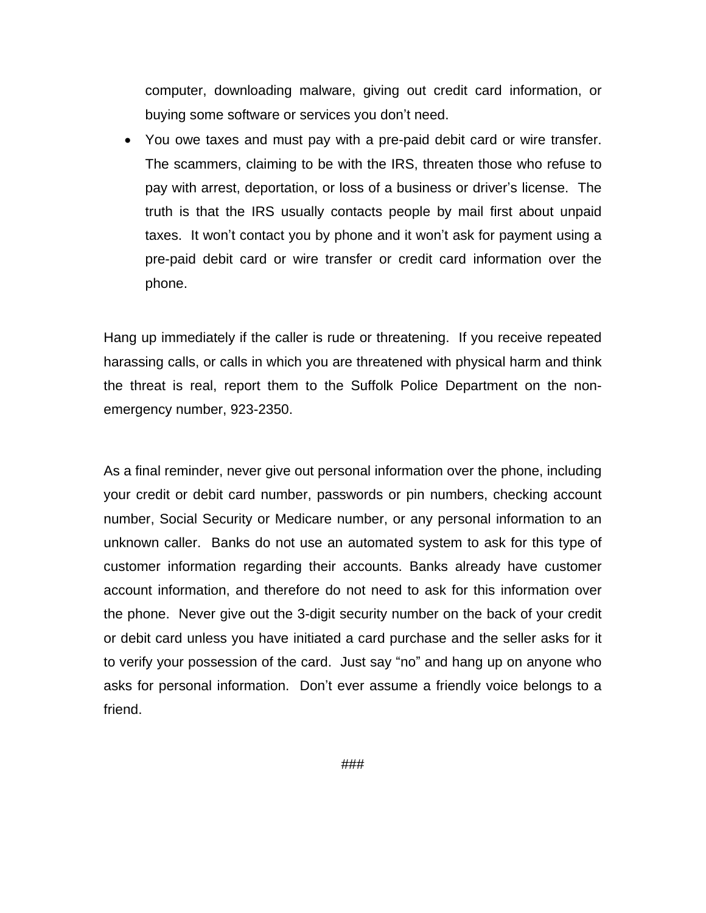computer, downloading malware, giving out credit card information, or buying some software or services you don't need.

- You owe taxes and must pay with a pre-paid debit card or wire transfer. The scammers, claiming to be with the IRS, threaten those who refuse to pay with arrest, deportation, or loss of a business or driver's license. The truth is that the IRS usually contacts people by mail first about unpaid taxes. It won't contact you by phone and it won't ask for payment using a pre-paid debit card or wire transfer or credit card information over the phone.

Hang up immediately if the caller is rude or threatening. If you receive repeated harassing calls, or calls in which you are threatened with physical harm and think the threat is real, report them to the Suffolk Police Department on the non-emergency number, 923-2350.

As a final reminder, never give out personal information over the phone, including your credit or debit card number, passwords or pin numbers, checking account number, Social Security or Medicare number, or any personal information to an unknown caller. Banks do not use an automated system to ask for this type of customer information regarding their accounts. Banks already have customer account information, and therefore do not need to ask for this information over the phone. Never give out the 3-digit security number on the back of your credit or debit card unless you have initiated a card purchase and the seller asks for it to verify your possession of the card. Just say "no" and hang up on anyone who asks for personal information. Don't ever assume a friendly voice belongs to a friend.

###